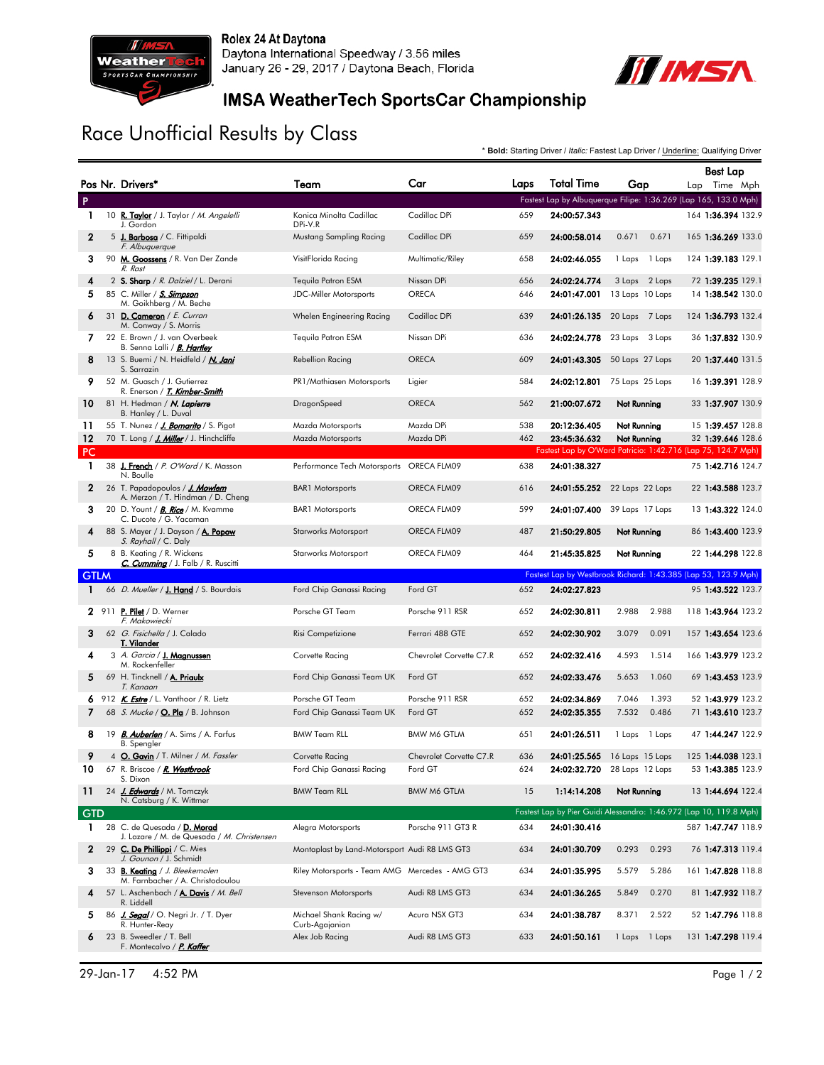Rolex 24 At Daytona
Daytona International Speedway / 3.56 miles
January 26 - 29, 2017 / Daytona Beach, Florida

## IMSA WeatherTech SportsCar Championship

# Race Unofficial Results by Class

\* **Bold:** Starting Driver / *Italic:* Fastest Lap Driver / Underline: Qualifying Driver

| Pos | Nr. | Drivers* | Team | Car | Laps | Total Time | Gap | | Best Lap Lap | Time | Mph |
|---|---|---|---|---|---|---|---|---|---|---|---|
| **P** | | | | | | Fastest Lap by Albuquerque Filipe: 1:36.269 (Lap 165, 133.0 Mph) | | | | | |
| 1 | 10 | **R. Taylor** / J. Taylor / *M. Angelelli* J. Gordon | Konica Minolta Cadillac DPi-V.R | Cadillac DPi | 659 | **24:00:57.343** | | | 164 | **1:36.394** | 132.9 |
| 2 | 5 | **J. Barbosa** / C. Fittipaldi *F. Albuquerque* | Mustang Sampling Racing | Cadillac DPi | 659 | **24:00:58.014** | 0.671 | 0.671 | 165 | **1:36.269** | 133.0 |
| 3 | 90 | **M. Goossens** / R. Van Der Zande *R. Rast* | VisitFlorida Racing | Multimatic/Riley | 658 | **24:02:46.055** | 1 Laps | 1 Laps | 124 | **1:39.183** | 129.1 |
| 4 | 2 | **S. Sharp** / *R. Dalziel* / L. Derani | Tequila Patron ESM | Nissan DPi | 656 | **24:02:24.774** | 3 Laps | 2 Laps | 72 | **1:39.235** | 129.1 |
| 5 | 85 | C. Miller / ***S. Simpson*** M. Goikhberg / M. Beche | JDC-Miller Motorsports | ORECA | 646 | **24:01:47.001** | 13 Laps | 10 Laps | 14 | **1:38.542** | 130.0 |
| 6 | 31 | **D. Cameron** / *E. Curran* M. Conway / S. Morris | Whelen Engineering Racing | Cadillac DPi | 639 | **24:01:26.135** | 20 Laps | 7 Laps | 124 | **1:36.793** | 132.4 |
| 7 | 22 | E. Brown / J. van Overbeek B. Senna Lalli / ***B. Hartley*** | Tequila Patron ESM | Nissan DPi | 636 | **24:02:24.778** | 23 Laps | 3 Laps | 36 | **1:37.832** | 130.9 |
| 8 | 13 | S. Buemi / N. Heidfeld / ***N. Jani*** S. Sarrazin | Rebellion Racing | ORECA | 609 | **24:01:43.305** | 50 Laps | 27 Laps | 20 | **1:37.440** | 131.5 |
| 9 | 52 | M. Guasch / J. Gutierrez R. Enerson / ***T. Kimber-Smith*** | PR1/Mathiasen Motorsports | Ligier | 584 | **24:02:12.801** | 75 Laps | 25 Laps | 16 | **1:39.391** | 128.9 |
| 10 | 81 | H. Hedman / ***N. Lapierre*** B. Hanley / L. Duval | DragonSpeed | ORECA | 562 | **21:00:07.672** | **Not Running** | | 33 | **1:37.907** | 130.9 |
| 11 | 55 | T. Nunez / ***J. Bomarito*** / S. Pigot | Mazda Motorsports | Mazda DPi | 538 | **20:12:36.405** | **Not Running** | | 15 | **1:39.457** | 128.8 |
| 12 | 70 | T. Long / ***J. Miller*** / J. Hinchcliffe | Mazda Motorsports | Mazda DPi | 462 | **23:45:36.632** | **Not Running** | | 32 | **1:39.646** | 128.6 |
| **PC** | | | | | | Fastest Lap by O'Ward Patricio: 1:42.716 (Lap 75, 124.7 Mph) | | | | | |
| 1 | 38 | **J. French** / *P. O'Ward* / K. Masson N. Boulle | Performance Tech Motorsports | ORECA FLM09 | 638 | **24:01:38.327** | | | 75 | **1:42.716** | 124.7 |
| 2 | 26 | T. Papadopoulos / ***J. Mowlem*** A. Merzon / T. Hindman / D. Cheng | BAR1 Motorsports | ORECA FLM09 | 616 | **24:01:55.252** | 22 Laps | 22 Laps | 22 | **1:43.588** | 123.7 |
| 3 | 20 | D. Yount / ***B. Rice*** / M. Kvamme C. Ducote / G. Yacaman | BAR1 Motorsports | ORECA FLM09 | 599 | **24:01:07.400** | 39 Laps | 17 Laps | 13 | **1:43.322** | 124.0 |
| 4 | 88 | S. Mayer / J. Dayson / **A. Popow** *S. Rayhall* / C. Daly | Starworks Motorsport | ORECA FLM09 | 487 | **21:50:29.805** | **Not Running** | | 86 | **1:43.400** | 123.9 |
| 5 | 8 | B. Keating / R. Wickens ***C. Cumming*** / J. Falb / R. Ruscitti | Starworks Motorsport | ORECA FLM09 | 464 | **21:45:35.825** | **Not Running** | | 22 | **1:44.298** | 122.8 |
| **GTLM** | | | | | | Fastest Lap by Westbrook Richard: 1:43.385 (Lap 53, 123.9 Mph) | | | | | |
| 1 | 66 | *D. Mueller* / **J. Hand** / S. Bourdais | Ford Chip Ganassi Racing | Ford GT | 652 | **24:02:27.823** | | | 95 | **1:43.522** | 123.7 |
| 2 | 911 | **P. Pilet** / D. Werner *F. Makowiecki* | Porsche GT Team | Porsche 911 RSR | 652 | **24:02:30.811** | 2.988 | 2.988 | 118 | **1:43.964** | 123.2 |
| 3 | 62 | *G. Fisichella* / J. Calado **T. Vilander** | Risi Competizione | Ferrari 488 GTE | 652 | **24:02:30.902** | 3.079 | 0.091 | 157 | **1:43.654** | 123.6 |
| 4 | 3 | *A. Garcia* / **J. Magnussen** M. Rockenfeller | Corvette Racing | Chevrolet Corvette C7.R | 652 | **24:02:32.416** | 4.593 | 1.514 | 166 | **1:43.979** | 123.2 |
| 5 | 69 | H. Tincknell / **A. Priaulx** *T. Kanaan* | Ford Chip Ganassi Team UK | Ford GT | 652 | **24:02:33.476** | 5.653 | 1.060 | 69 | **1:43.453** | 123.9 |
| 6 | 912 | ***K. Estre*** / L. Vanthoor / R. Lietz | Porsche GT Team | Porsche 911 RSR | 652 | **24:02:34.869** | 7.046 | 1.393 | 52 | **1:43.979** | 123.2 |
| 7 | 68 | *S. Mucke* / **O. Pla** / B. Johnson | Ford Chip Ganassi Team UK | Ford GT | 652 | **24:02:35.355** | 7.532 | 0.486 | 71 | **1:43.610** | 123.7 |
| 8 | 19 | ***B. Auberlen*** / A. Sims / A. Farfus B. Spengler | BMW Team RLL | BMW M6 GTLM | 651 | **24:01:26.511** | 1 Laps | 1 Laps | 47 | **1:44.247** | 122.9 |
| 9 | 4 | **O. Gavin** / T. Milner / *M. Fassler* | Corvette Racing | Chevrolet Corvette C7.R | 636 | **24:01:25.565** | 16 Laps | 15 Laps | 125 | **1:44.038** | 123.1 |
| 10 | 67 | R. Briscoe / ***R. Westbrook*** S. Dixon | Ford Chip Ganassi Racing | Ford GT | 624 | **24:02:32.720** | 28 Laps | 12 Laps | 53 | **1:43.385** | 123.9 |
| 11 | 24 | ***J. Edwards*** / M. Tomczyk N. Catsburg / K. Wittmer | BMW Team RLL | BMW M6 GTLM | 15 | **1:14:14.208** | **Not Running** | | 13 | **1:44.694** | 122.4 |
| **GTD** | | | | | | Fastest Lap by Pier Guidi Alessandro: 1:46.972 (Lap 10, 119.8 Mph) | | | | | |
| 1 | 28 | C. de Quesada / **D. Morad** J. Lazare / M. de Quesada / *M. Christensen* | Alegra Motorsports | Porsche 911 GT3 R | 634 | **24:01:30.416** | | | 587 | **1:47.747** | 118.9 |
| 2 | 29 | **C. De Phillippi** / C. Mies *J. Gounon* / J. Schmidt | Montaplast by Land-Motorsport | Audi R8 LMS GT3 | 634 | **24:01:30.709** | 0.293 | 0.293 | 76 | **1:47.313** | 119.4 |
| 3 | 33 | **B. Keating** / *J. Bleekemolen* M. Farnbacher / A. Christodoulou | Riley Motorsports - Team AMG | Mercedes - AMG GT3 | 634 | **24:01:35.995** | 5.579 | 5.286 | 161 | **1:47.828** | 118.8 |
| 4 | 57 | L. Aschenbach / **A. Davis** / *M. Bell* R. Liddell | Stevenson Motorsports | Audi R8 LMS GT3 | 634 | **24:01:36.265** | 5.849 | 0.270 | 81 | **1:47.932** | 118.7 |
| 5 | 86 | ***J. Segal*** / O. Negri Jr. / T. Dyer R. Hunter-Reay | Michael Shank Racing w/ Curb-Agajanian | Acura NSX GT3 | 634 | **24:01:38.787** | 8.371 | 2.522 | 52 | **1:47.796** | 118.8 |
| 6 | 23 | B. Sweedler / T. Bell F. Montecalvo / ***P. Kaffer*** | Alex Job Racing | Audi R8 LMS GT3 | 633 | **24:01:50.161** | 1 Laps | 1 Laps | 131 | **1:47.298** | 119.4 |

29-Jan-17 4:52 PM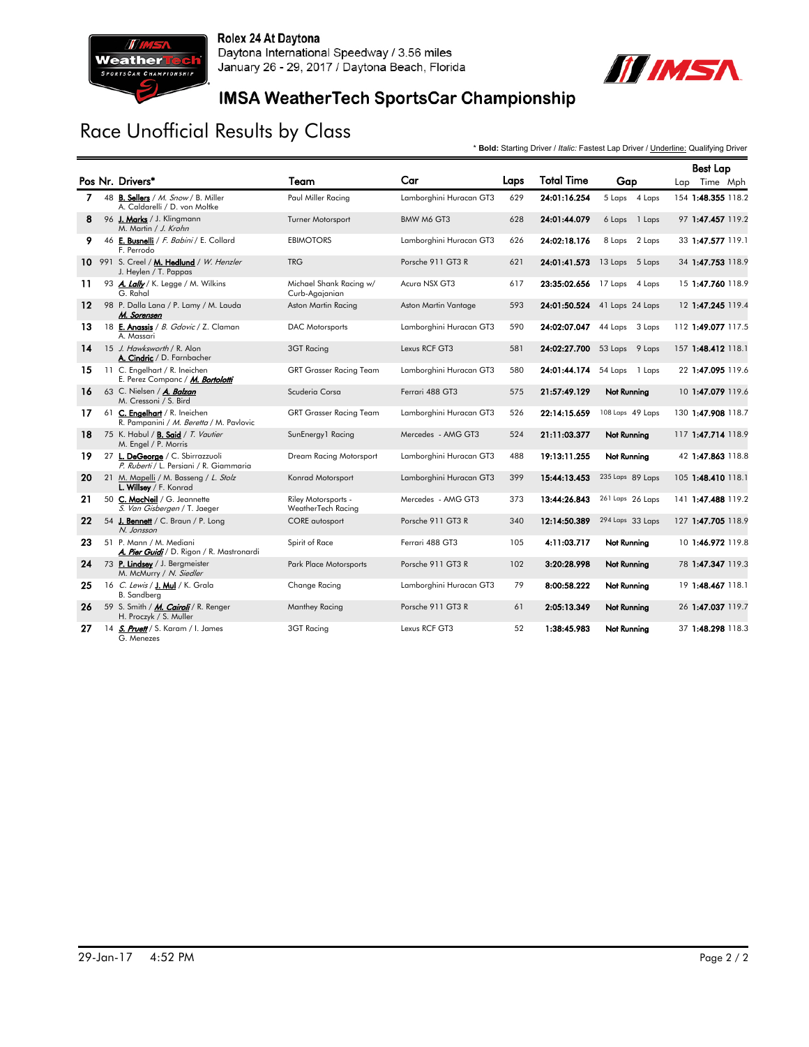Rolex 24 At Daytona
Daytona International Speedway / 3.56 miles
January 26 - 29, 2017 / Daytona Beach, Florida

## IMSA WeatherTech SportsCar Championship

# Race Unofficial Results by Class

\* **Bold:** Starting Driver / *Italic:* Fastest Lap Driver / Underline: Qualifying Driver

| Pos | Nr. | Drivers* | Team | Car | Laps | Total Time | Gap | | Best Lap Lap | Time | Mph |
|---|---|---|---|---|---|---|---|---|---|---|---|
| 7 | 48 | **B. Sellers** / *M. Snow* / B. Miller A. Caldarelli / D. von Moltke | Paul Miller Racing | Lamborghini Huracan GT3 | 629 | 24:01:16.254 | 5 Laps | 4 Laps | 154 | 1:48.355 | 118.2 |
| 8 | 96 | **J. Marks** / J. Klingmann M. Martin / *J. Krohn* | Turner Motorsport | BMW M6 GT3 | 628 | 24:01:44.079 | 6 Laps | 1 Laps | 97 | 1:47.457 | 119.2 |
| 9 | 46 | **E. Busnelli** / *F. Babini* / E. Collard F. Perrodo | EBIMOTORS | Lamborghini Huracan GT3 | 626 | 24:02:18.176 | 8 Laps | 2 Laps | 33 | 1:47.577 | 119.1 |
| 10 | 991 | S. Creel / **M. Hedlund** / *W. Henzler* J. Heylen / T. Pappas | TRG | Porsche 911 GT3 R | 621 | 24:01:41.573 | 13 Laps | 5 Laps | 34 | 1:47.753 | 118.9 |
| 11 | 93 | ***A. Lally*** / K. Legge / M. Wilkins G. Rahal | Michael Shank Racing w/ Curb-Agajanian | Acura NSX GT3 | 617 | 23:35:02.656 | 17 Laps | 4 Laps | 15 | 1:47.760 | 118.9 |
| 12 | 98 | P. Dalla Lana / P. Lamy / M. Lauda ***M. Sorensen*** | Aston Martin Racing | Aston Martin Vantage | 593 | 24:01:50.524 | 41 Laps | 24 Laps | 12 | 1:47.245 | 119.4 |
| 13 | 18 | **E. Anassis** / *B. Gdovic* / Z. Claman A. Massari | DAC Motorsports | Lamborghini Huracan GT3 | 590 | 24:02:07.047 | 44 Laps | 3 Laps | 112 | 1:49.077 | 117.5 |
| 14 | 15 | *J. Hawksworth* / R. Alon **A. Cindric** / D. Farnbacher | 3GT Racing | Lexus RCF GT3 | 581 | 24:02:27.700 | 53 Laps | 9 Laps | 157 | 1:48.412 | 118.1 |
| 15 | 11 | C. Engelhart / R. Ineichen E. Perez Companc / ***M. Bortolotti*** | GRT Grasser Racing Team | Lamborghini Huracan GT3 | 580 | 24:01:44.174 | 54 Laps | 1 Laps | 22 | 1:47.095 | 119.6 |
| 16 | 63 | C. Nielsen / ***A. Balzan*** M. Cressoni / S. Bird | Scuderia Corsa | Ferrari 488 GT3 | 575 | 21:57:49.129 | Not Running | | 10 | 1:47.079 | 119.6 |
| 17 | 61 | **C. Engelhart** / R. Ineichen R. Pampanini / *M. Beretta* / M. Pavlovic | GRT Grasser Racing Team | Lamborghini Huracan GT3 | 526 | 22:14:15.659 | 108 Laps | 49 Laps | 130 | 1:47.908 | 118.7 |
| 18 | 75 | K. Habul / **B. Said** / *T. Vautier* M. Engel / P. Morris | SunEnergy1 Racing | Mercedes - AMG GT3 | 524 | 21:11:03.377 | Not Running | | 117 | 1:47.714 | 118.9 |
| 19 | 27 | **L. DeGeorge** / C. Sbirrazzuoli *P. Ruberti* / L. Persiani / R. Giammaria | Dream Racing Motorsport | Lamborghini Huracan GT3 | 488 | 19:13:11.255 | Not Running | | 42 | 1:47.863 | 118.8 |
| 20 | 21 | M. Mapelli / M. Basseng / *L. Stolz* **L. Willsey** / F. Konrad | Konrad Motorsport | Lamborghini Huracan GT3 | 399 | 15:44:13.453 | 235 Laps | 89 Laps | 105 | 1:48.410 | 118.1 |
| 21 | 50 | **C. MacNeil** / G. Jeannette *S. Van Gisbergen* / T. Jaeger | Riley Motorsports - WeatherTech Racing | Mercedes - AMG GT3 | 373 | 13:44:26.843 | 261 Laps | 26 Laps | 141 | 1:47.488 | 119.2 |
| 22 | 54 | **J. Bennett** / C. Braun / P. Long *N. Jonsson* | CORE autosport | Porsche 911 GT3 R | 340 | 12:14:50.389 | 294 Laps | 33 Laps | 127 | 1:47.705 | 118.9 |
| 23 | 51 | P. Mann / M. Mediani ***A. Pier Guidi*** / D. Rigon / R. Mastronardi | Spirit of Race | Ferrari 488 GT3 | 105 | 4:11:03.717 | Not Running | | 10 | 1:46.972 | 119.8 |
| 24 | 73 | **P. Lindsey** / J. Bergmeister M. McMurry / *N. Siedler* | Park Place Motorsports | Porsche 911 GT3 R | 102 | 3:20:28.998 | Not Running | | 78 | 1:47.347 | 119.3 |
| 25 | 16 | *C. Lewis* / **J. Mul** / K. Grala B. Sandberg | Change Racing | Lamborghini Huracan GT3 | 79 | 8:00:58.222 | Not Running | | 19 | 1:48.467 | 118.1 |
| 26 | 59 | S. Smith / ***M. Cairoli*** / R. Renger H. Proczyk / S. Muller | Manthey Racing | Porsche 911 GT3 R | 61 | 2:05:13.349 | Not Running | | 26 | 1:47.037 | 119.7 |
| 27 | 14 | ***S. Pruett*** / S. Karam / I. James G. Menezes | 3GT Racing | Lexus RCF GT3 | 52 | 1:38:45.983 | Not Running | | 37 | 1:48.298 | 118.3 |

29-Jan-17 4:52 PM